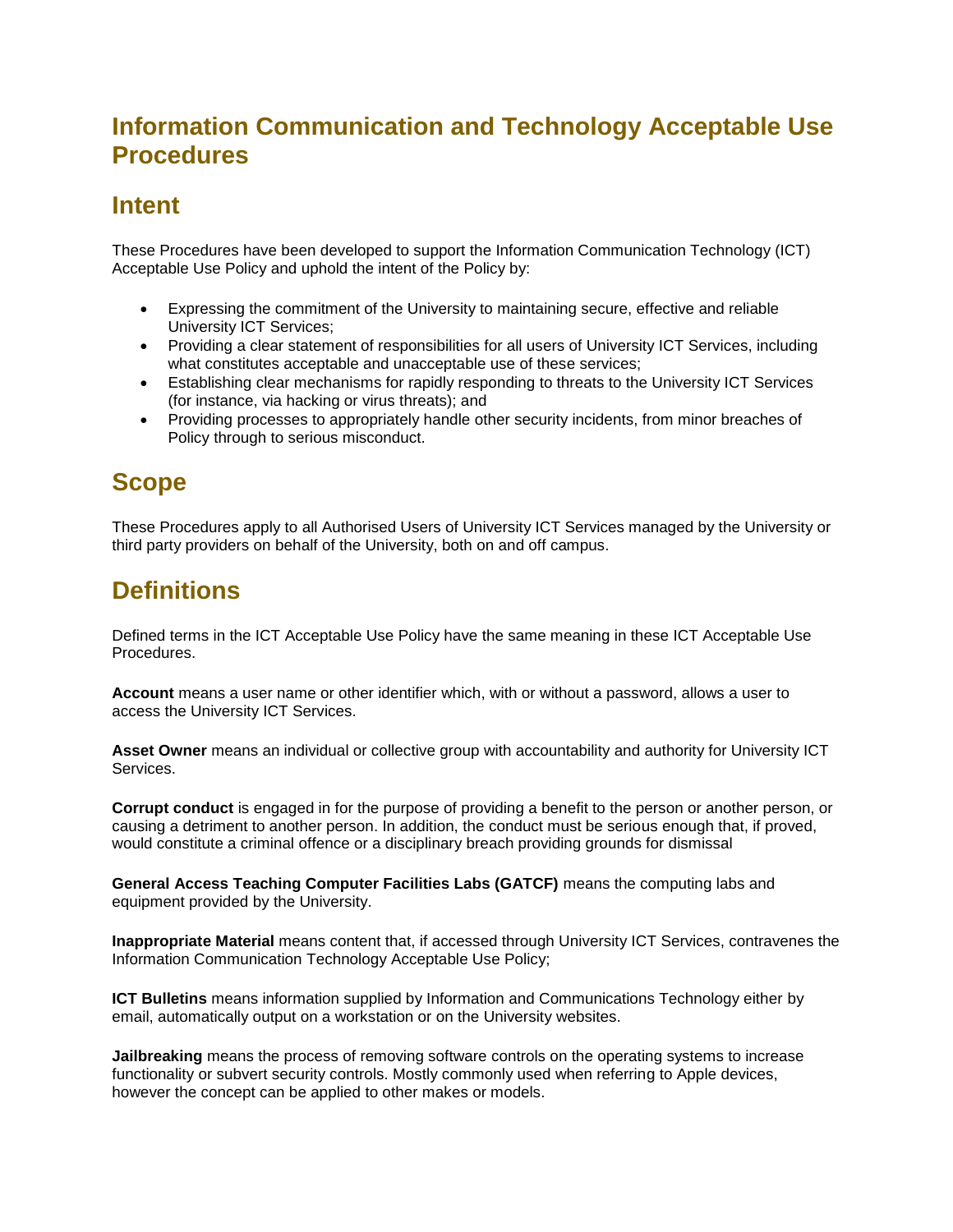# Information Communication and Technology Acceptable Use Procedures

## Intent

These Procedures have been developed to support the Information Communication Technology (ICT) Acceptable Use Policy and uphold the intent of the Policy by:

- Expressing the commitment of the University to maintaining secure, effective and reliable University ICT Services;
- Providing a clear statement of responsibilities for all users of University ICT Services, including what constitutes acceptable and unacceptable use of these services;
- Establishing clear mechanisms for rapidly responding to threats to the University ICT Services (for instance, via hacking or virus threats); and
- Providing processes to appropriately handle other security incidents, from minor breaches of Policy through to serious misconduct.

## Scope

These Procedures apply to all Authorised Users of University ICT Services managed by the University or third party providers on behalf of the University, both on and off campus.

## Definitions

Defined terms in the ICT Acceptable Use Policy have the same meaning in these ICT Acceptable Use Procedures.

**Account** means a user name or other identifier which, with or without a password, allows a user to access the University ICT Services.

**Asset Owner** means an individual or collective group with accountability and authority for University ICT Services.

**Corrupt conduct** is engaged in for the purpose of providing a benefit to the person or another person, or causing a detriment to another person. In addition, the conduct must be serious enough that, if proved, would constitute a criminal offence or a disciplinary breach providing grounds for dismissal

**General Access Teaching Computer Facilities Labs (GATCF)** means the computing labs and equipment provided by the University.

**Inappropriate Material** means content that, if accessed through University ICT Services, contravenes the Information Communication Technology Acceptable Use Policy;

**ICT Bulletins** means information supplied by Information and Communications Technology either by email, automatically output on a workstation or on the University websites.

**Jailbreaking** means the process of removing software controls on the operating systems to increase functionality or subvert security controls. Mostly commonly used when referring to Apple devices, however the concept can be applied to other makes or models.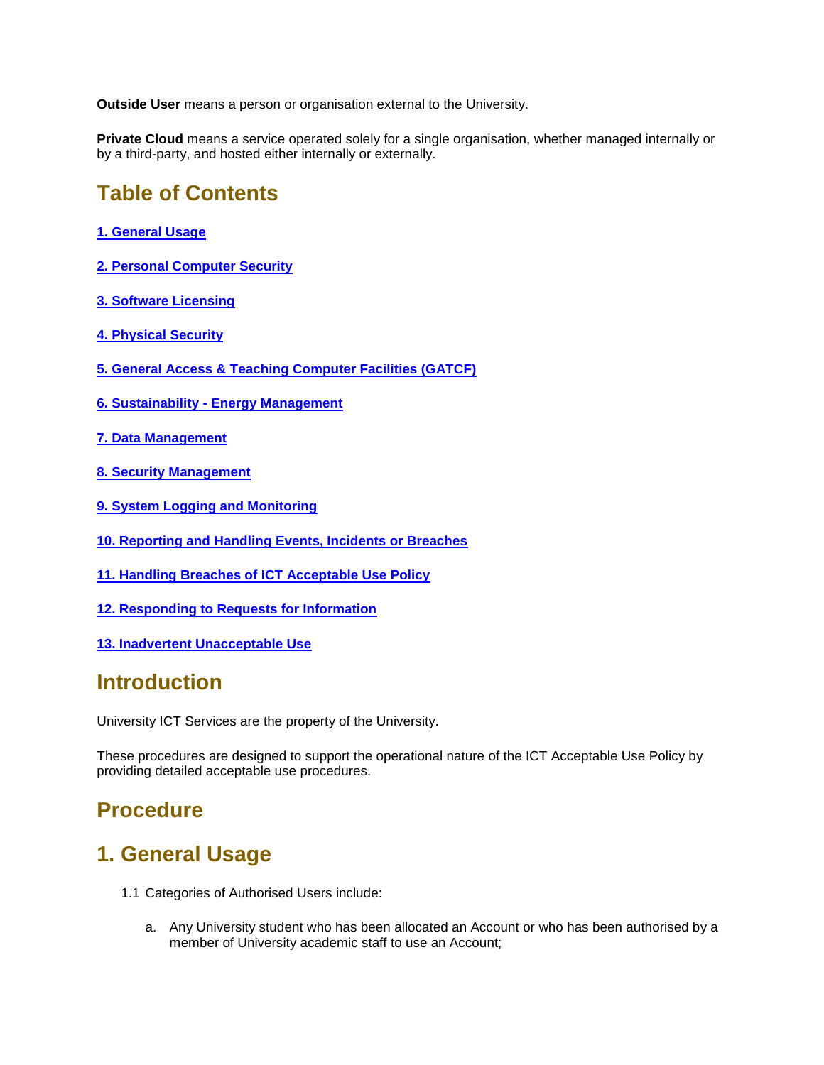**Outside User** means a person or organisation external to the University.

**Private Cloud** means a service operated solely for a single organisation, whether managed internally or by a third-party, and hosted either internally or externally.

## Table of Contents

**1. General Usage**

**2. Personal Computer Security**

**3. Software Licensing**

**4. Physical Security**

**5. General Access & Teaching Computer Facilities (GATCF)**

**6. Sustainability - Energy Management**

**7. Data Management**

**8. Security Management**

**9. System Logging and Monitoring**

**10. Reporting and Handling Events, Incidents or Breaches**

**11. Handling Breaches of ICT Acceptable Use Policy**

**12. Responding to Requests for Information**

**13. Inadvertent Unacceptable Use**

## Introduction

University ICT Services are the property of the University.

These procedures are designed to support the operational nature of the ICT Acceptable Use Policy by providing detailed acceptable use procedures.

## Procedure

## 1. General Usage

1.1 Categories of Authorised Users include:

a. Any University student who has been allocated an Account or who has been authorised by a member of University academic staff to use an Account;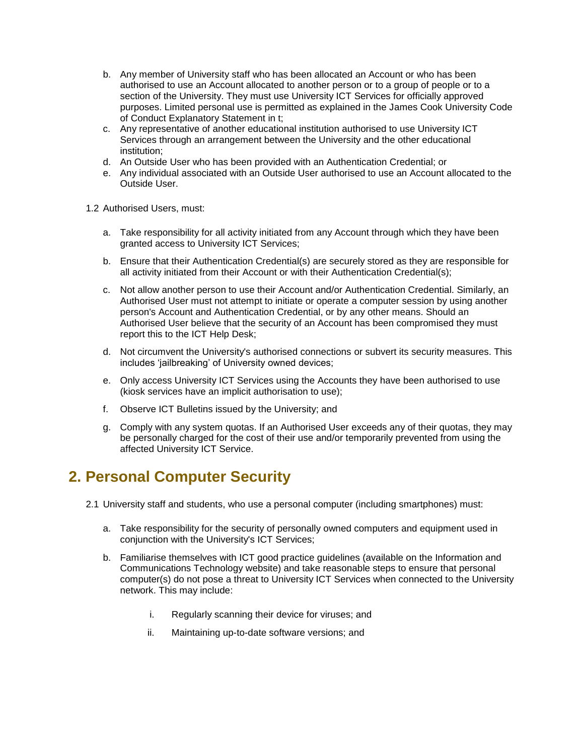b. Any member of University staff who has been allocated an Account or who has been authorised to use an Account allocated to another person or to a group of people or to a section of the University. They must use University ICT Services for officially approved purposes. Limited personal use is permitted as explained in the James Cook University Code of Conduct Explanatory Statement in t;
c. Any representative of another educational institution authorised to use University ICT Services through an arrangement between the University and the other educational institution;
d. An Outside User who has been provided with an Authentication Credential; or
e. Any individual associated with an Outside User authorised to use an Account allocated to the Outside User.

1.2 Authorised Users, must:

a. Take responsibility for all activity initiated from any Account through which they have been granted access to University ICT Services;

b. Ensure that their Authentication Credential(s) are securely stored as they are responsible for all activity initiated from their Account or with their Authentication Credential(s);

c. Not allow another person to use their Account and/or Authentication Credential. Similarly, an Authorised User must not attempt to initiate or operate a computer session by using another person's Account and Authentication Credential, or by any other means. Should an Authorised User believe that the security of an Account has been compromised they must report this to the ICT Help Desk;

d. Not circumvent the University's authorised connections or subvert its security measures. This includes 'jailbreaking' of University owned devices;

e. Only access University ICT Services using the Accounts they have been authorised to use (kiosk services have an implicit authorisation to use);

f. Observe ICT Bulletins issued by the University; and

g. Comply with any system quotas. If an Authorised User exceeds any of their quotas, they may be personally charged for the cost of their use and/or temporarily prevented from using the affected University ICT Service.

## 2. Personal Computer Security

2.1 University staff and students, who use a personal computer (including smartphones) must:

a. Take responsibility for the security of personally owned computers and equipment used in conjunction with the University's ICT Services;

b. Familiarise themselves with ICT good practice guidelines (available on the Information and Communications Technology website) and take reasonable steps to ensure that personal computer(s) do not pose a threat to University ICT Services when connected to the University network. This may include:

   i. Regularly scanning their device for viruses; and

   ii. Maintaining up-to-date software versions; and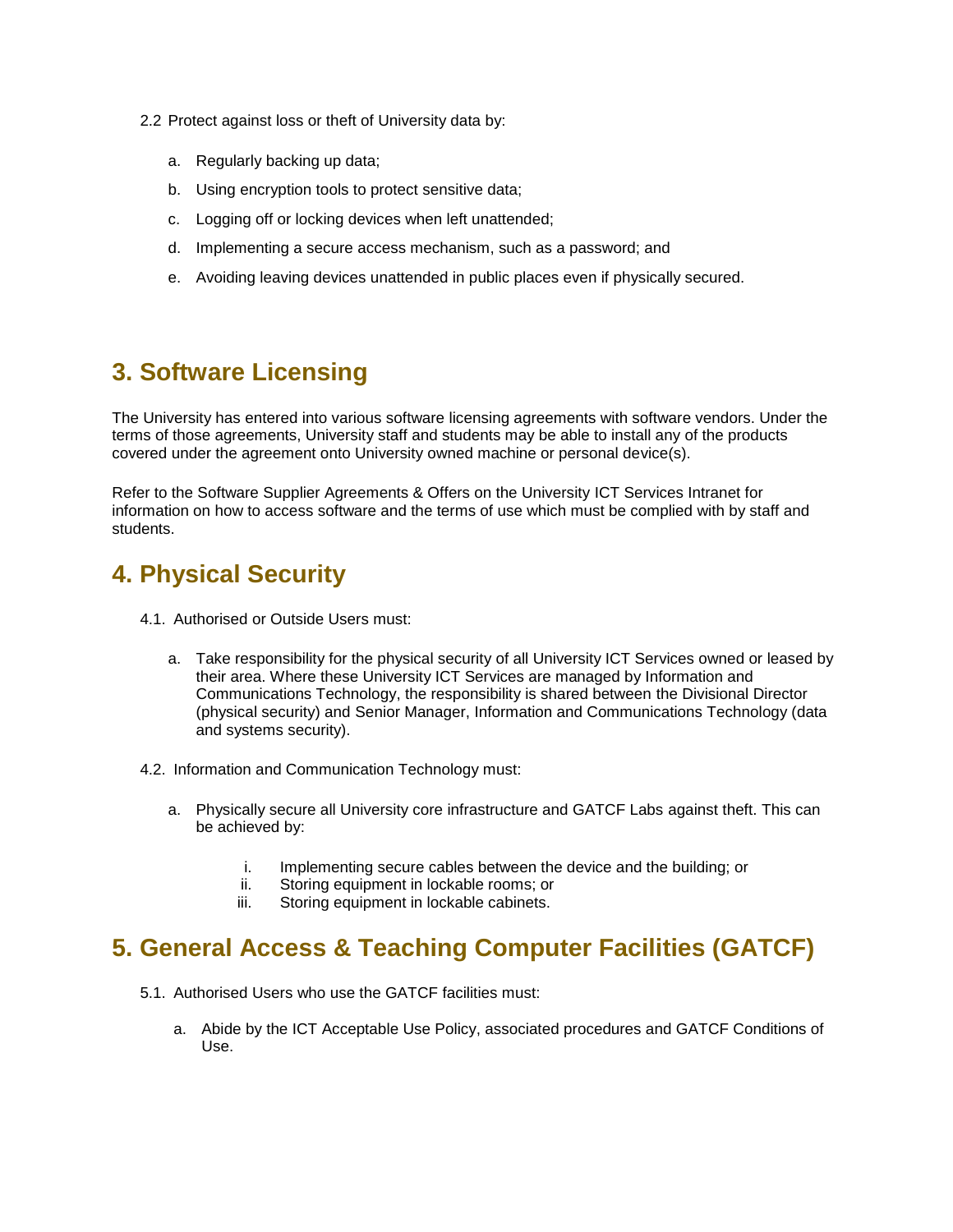2.2 Protect against loss or theft of University data by:

a. Regularly backing up data;

b. Using encryption tools to protect sensitive data;

c. Logging off or locking devices when left unattended;

d. Implementing a secure access mechanism, such as a password; and

e. Avoiding leaving devices unattended in public places even if physically secured.

## 3. Software Licensing

The University has entered into various software licensing agreements with software vendors. Under the terms of those agreements, University staff and students may be able to install any of the products covered under the agreement onto University owned machine or personal device(s).

Refer to the Software Supplier Agreements & Offers on the University ICT Services Intranet for information on how to access software and the terms of use which must be complied with by staff and students.

## 4. Physical Security

4.1. Authorised or Outside Users must:

a. Take responsibility for the physical security of all University ICT Services owned or leased by their area. Where these University ICT Services are managed by Information and Communications Technology, the responsibility is shared between the Divisional Director (physical security) and Senior Manager, Information and Communications Technology (data and systems security).

4.2. Information and Communication Technology must:

a. Physically secure all University core infrastructure and GATCF Labs against theft. This can be achieved by:

   i. Implementing secure cables between the device and the building; or
   ii. Storing equipment in lockable rooms; or
   iii. Storing equipment in lockable cabinets.

## 5. General Access & Teaching Computer Facilities (GATCF)

5.1. Authorised Users who use the GATCF facilities must:

a. Abide by the ICT Acceptable Use Policy, associated procedures and GATCF Conditions of Use.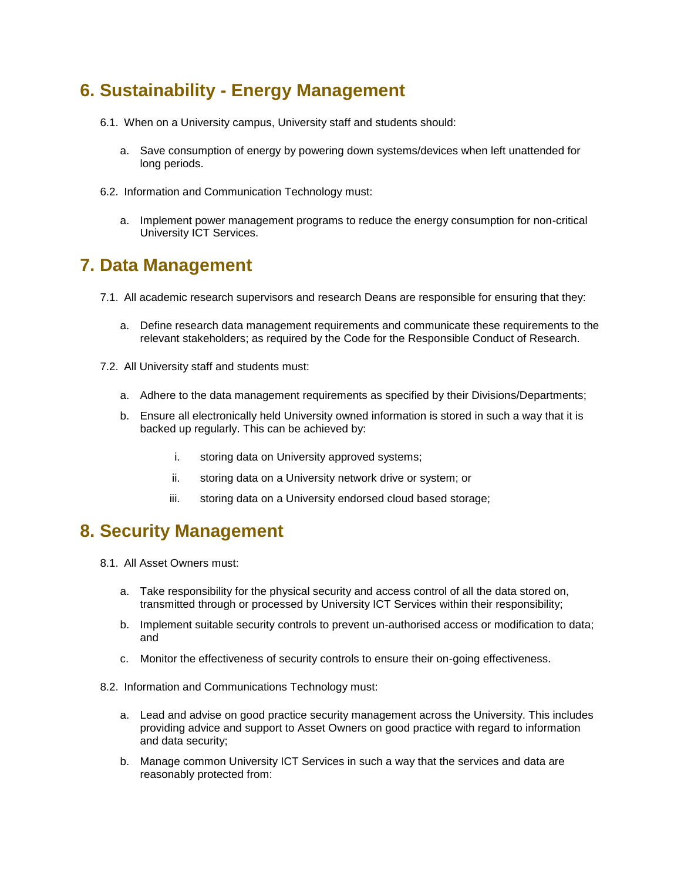## 6. Sustainability - Energy Management

6.1. When on a University campus, University staff and students should:

a. Save consumption of energy by powering down systems/devices when left unattended for long periods.

6.2. Information and Communication Technology must:

a. Implement power management programs to reduce the energy consumption for non-critical University ICT Services.

## 7. Data Management

7.1. All academic research supervisors and research Deans are responsible for ensuring that they:

a. Define research data management requirements and communicate these requirements to the relevant stakeholders; as required by the Code for the Responsible Conduct of Research.

7.2. All University staff and students must:

a. Adhere to the data management requirements as specified by their Divisions/Departments;

b. Ensure all electronically held University owned information is stored in such a way that it is backed up regularly. This can be achieved by:

   i. storing data on University approved systems;

   ii. storing data on a University network drive or system; or

   iii. storing data on a University endorsed cloud based storage;

## 8. Security Management

8.1. All Asset Owners must:

a. Take responsibility for the physical security and access control of all the data stored on, transmitted through or processed by University ICT Services within their responsibility;

b. Implement suitable security controls to prevent un-authorised access or modification to data; and

c. Monitor the effectiveness of security controls to ensure their on-going effectiveness.

8.2. Information and Communications Technology must:

a. Lead and advise on good practice security management across the University. This includes providing advice and support to Asset Owners on good practice with regard to information and data security;

b. Manage common University ICT Services in such a way that the services and data are reasonably protected from: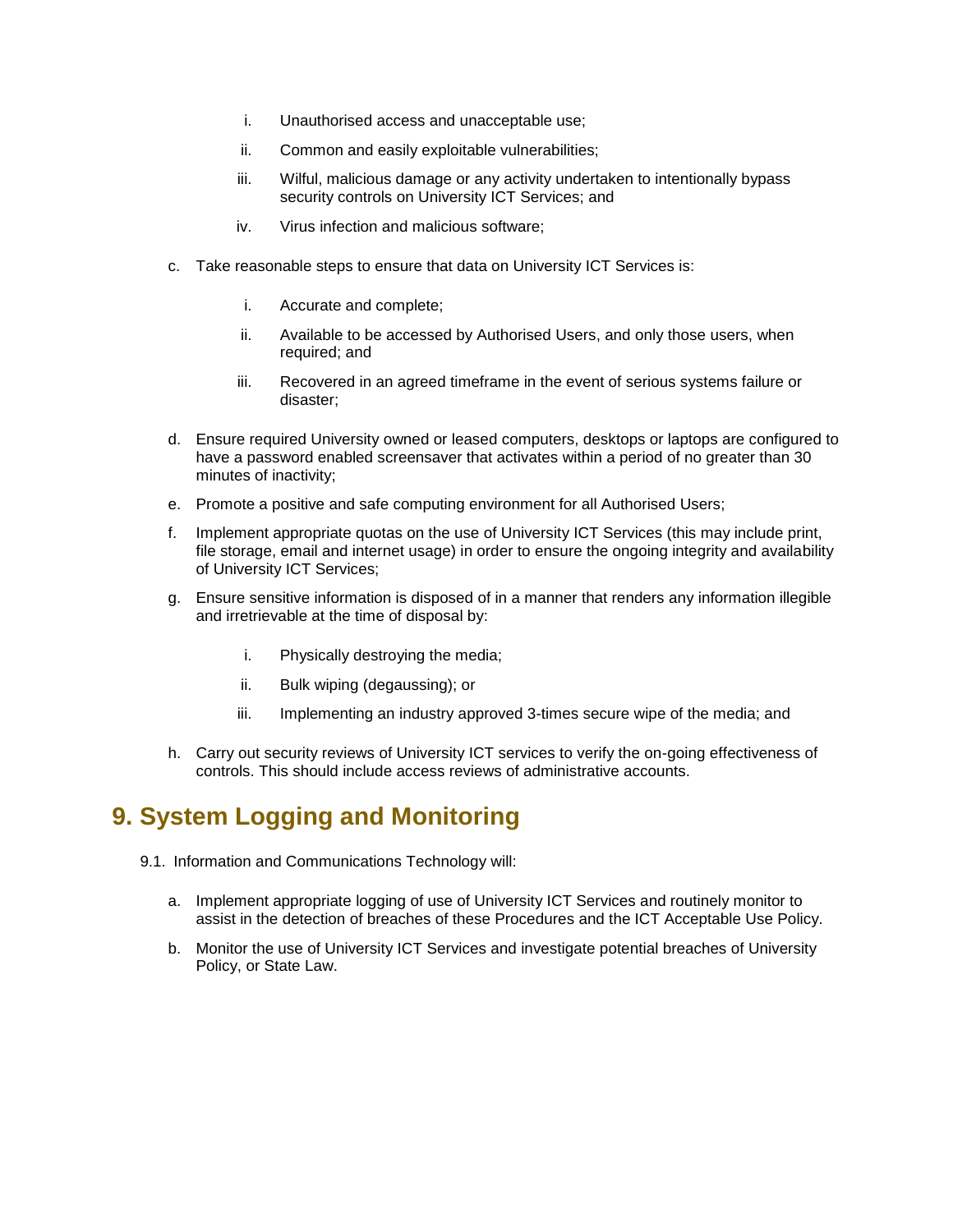i. Unauthorised access and unacceptable use;
   ii. Common and easily exploitable vulnerabilities;
   iii. Wilful, malicious damage or any activity undertaken to intentionally bypass security controls on University ICT Services; and
   iv. Virus infection and malicious software;

c. Take reasonable steps to ensure that data on University ICT Services is:

   i. Accurate and complete;
   ii. Available to be accessed by Authorised Users, and only those users, when required; and
   iii. Recovered in an agreed timeframe in the event of serious systems failure or disaster;

d. Ensure required University owned or leased computers, desktops or laptops are configured to have a password enabled screensaver that activates within a period of no greater than 30 minutes of inactivity;

e. Promote a positive and safe computing environment for all Authorised Users;

f. Implement appropriate quotas on the use of University ICT Services (this may include print, file storage, email and internet usage) in order to ensure the ongoing integrity and availability of University ICT Services;

g. Ensure sensitive information is disposed of in a manner that renders any information illegible and irretrievable at the time of disposal by:

   i. Physically destroying the media;
   ii. Bulk wiping (degaussing); or
   iii. Implementing an industry approved 3-times secure wipe of the media; and

h. Carry out security reviews of University ICT services to verify the on-going effectiveness of controls. This should include access reviews of administrative accounts.

# 9. System Logging and Monitoring

9.1. Information and Communications Technology will:

a. Implement appropriate logging of use of University ICT Services and routinely monitor to assist in the detection of breaches of these Procedures and the ICT Acceptable Use Policy.

b. Monitor the use of University ICT Services and investigate potential breaches of University Policy, or State Law.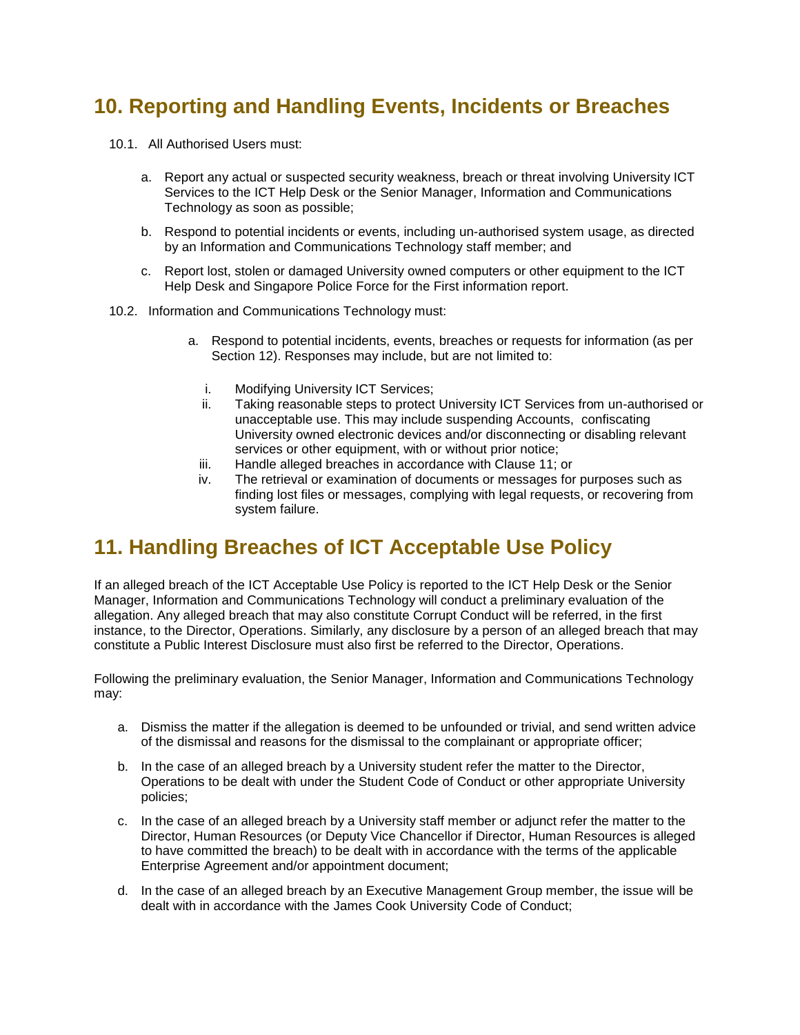## 10. Reporting and Handling Events, Incidents or Breaches

10.1. All Authorised Users must:

a. Report any actual or suspected security weakness, breach or threat involving University ICT Services to the ICT Help Desk or the Senior Manager, Information and Communications Technology as soon as possible;

b. Respond to potential incidents or events, including un-authorised system usage, as directed by an Information and Communications Technology staff member; and

c. Report lost, stolen or damaged University owned computers or other equipment to the ICT Help Desk and Singapore Police Force for the First information report.

10.2. Information and Communications Technology must:

a. Respond to potential incidents, events, breaches or requests for information (as per Section 12). Responses may include, but are not limited to:

i. Modifying University ICT Services;
ii. Taking reasonable steps to protect University ICT Services from un-authorised or unacceptable use. This may include suspending Accounts, confiscating University owned electronic devices and/or disconnecting or disabling relevant services or other equipment, with or without prior notice;
iii. Handle alleged breaches in accordance with Clause 11; or
iv. The retrieval or examination of documents or messages for purposes such as finding lost files or messages, complying with legal requests, or recovering from system failure.

## 11. Handling Breaches of ICT Acceptable Use Policy

If an alleged breach of the ICT Acceptable Use Policy is reported to the ICT Help Desk or the Senior Manager, Information and Communications Technology will conduct a preliminary evaluation of the allegation. Any alleged breach that may also constitute Corrupt Conduct will be referred, in the first instance, to the Director, Operations. Similarly, any disclosure by a person of an alleged breach that may constitute a Public Interest Disclosure must also first be referred to the Director, Operations.

Following the preliminary evaluation, the Senior Manager, Information and Communications Technology may:

a. Dismiss the matter if the allegation is deemed to be unfounded or trivial, and send written advice of the dismissal and reasons for the dismissal to the complainant or appropriate officer;

b. In the case of an alleged breach by a University student refer the matter to the Director, Operations to be dealt with under the Student Code of Conduct or other appropriate University policies;

c. In the case of an alleged breach by a University staff member or adjunct refer the matter to the Director, Human Resources (or Deputy Vice Chancellor if Director, Human Resources is alleged to have committed the breach) to be dealt with in accordance with the terms of the applicable Enterprise Agreement and/or appointment document;

d. In the case of an alleged breach by an Executive Management Group member, the issue will be dealt with in accordance with the James Cook University Code of Conduct;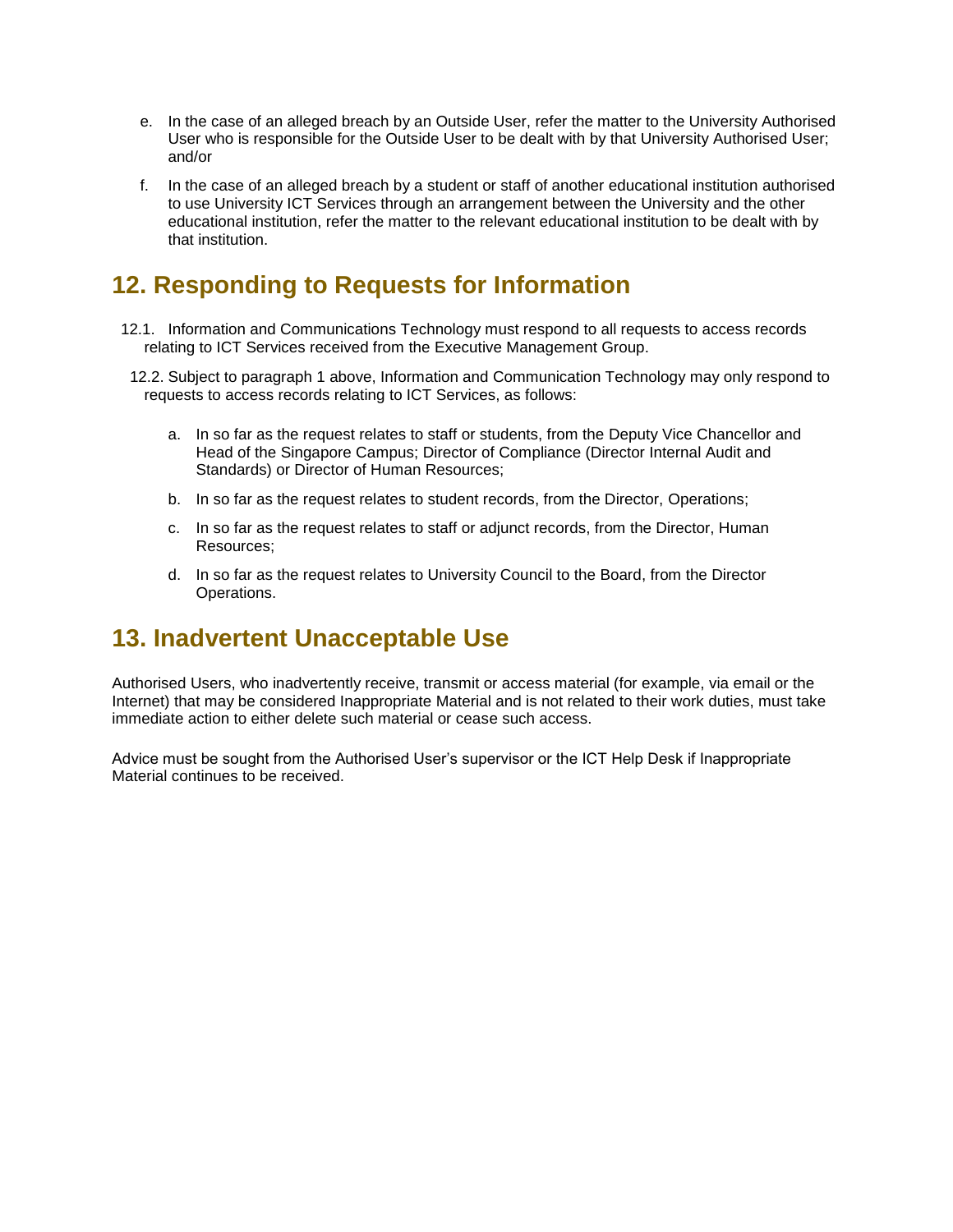e. In the case of an alleged breach by an Outside User, refer the matter to the University Authorised User who is responsible for the Outside User to be dealt with by that University Authorised User; and/or

f. In the case of an alleged breach by a student or staff of another educational institution authorised to use University ICT Services through an arrangement between the University and the other educational institution, refer the matter to the relevant educational institution to be dealt with by that institution.

## 12. Responding to Requests for Information

12.1. Information and Communications Technology must respond to all requests to access records relating to ICT Services received from the Executive Management Group.

12.2. Subject to paragraph 1 above, Information and Communication Technology may only respond to requests to access records relating to ICT Services, as follows:

a. In so far as the request relates to staff or students, from the Deputy Vice Chancellor and Head of the Singapore Campus; Director of Compliance (Director Internal Audit and Standards) or Director of Human Resources;

b. In so far as the request relates to student records, from the Director, Operations;

c. In so far as the request relates to staff or adjunct records, from the Director, Human Resources;

d. In so far as the request relates to University Council to the Board, from the Director Operations.

## 13. Inadvertent Unacceptable Use

Authorised Users, who inadvertently receive, transmit or access material (for example, via email or the Internet) that may be considered Inappropriate Material and is not related to their work duties, must take immediate action to either delete such material or cease such access.

Advice must be sought from the Authorised User's supervisor or the ICT Help Desk if Inappropriate Material continues to be received.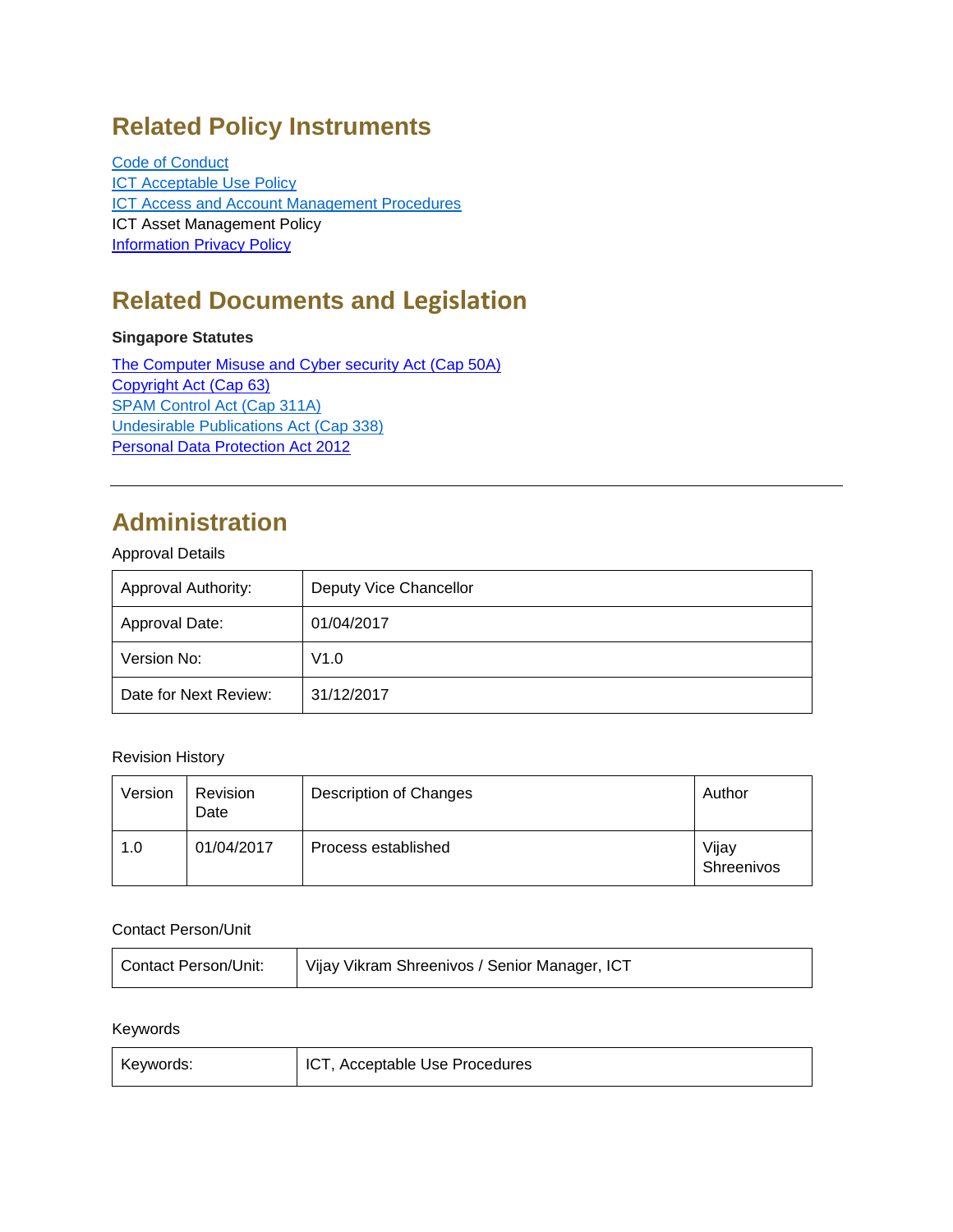## Related Policy Instruments

Code of Conduct
ICT Acceptable Use Policy
ICT Access and Account Management Procedures
ICT Asset Management Policy
Information Privacy Policy

## Related Documents and Legislation

**Singapore Statutes**

The Computer Misuse and Cyber security Act (Cap 50A)
Copyright Act (Cap 63)
SPAM Control Act (Cap 311A)
Undesirable Publications Act (Cap 338)
Personal Data Protection Act 2012

---

## Administration

Approval Details

| | |
|---|---|
| Approval Authority: | Deputy Vice Chancellor |
| Approval Date: | 01/04/2017 |
| Version No: | V1.0 |
| Date for Next Review: | 31/12/2017 |

Revision History

| Version | Revision Date | Description of Changes | Author |
|---|---|---|---|
| 1.0 | 01/04/2017 | Process established | Vijay Shreenivos |

Contact Person/Unit

| | |
|---|---|
| Contact Person/Unit: | Vijay Vikram Shreenivos / Senior Manager, ICT |

Keywords

| | |
|---|---|
| Keywords: | ICT, Acceptable Use Procedures |